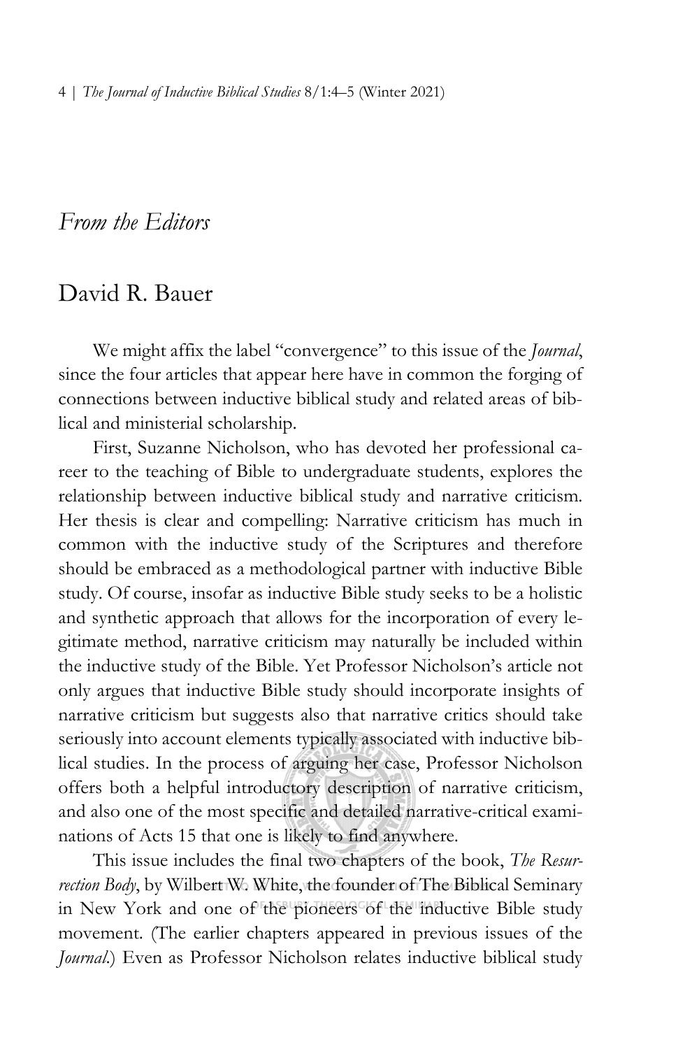## *From the Editors*

# David R. Bauer

We might affix the label "convergence" to this issue of the *Journal*, since the four articles that appear here have in common the forging of connections between inductive biblical study and related areas of biblical and ministerial scholarship.

First, Suzanne Nicholson, who has devoted her professional career to the teaching of Bible to undergraduate students, explores the relationship between inductive biblical study and narrative criticism. Her thesis is clear and compelling: Narrative criticism has much in common with the inductive study of the Scriptures and therefore should be embraced as a methodological partner with inductive Bible study. Of course, insofar as inductive Bible study seeks to be a holistic and synthetic approach that allows for the incorporation of every legitimate method, narrative criticism may naturally be included within the inductive study of the Bible. Yet Professor Nicholson's article not only argues that inductive Bible study should incorporate insights of narrative criticism but suggests also that narrative critics should take seriously into account elements typically associated with inductive biblical studies. In the process of arguing her case, Professor Nicholson offers both a helpful introductory description of narrative criticism, and also one of the most specific and detailed narrative-critical examinations of Acts 15 that one is likely to find anywhere.

This issue includes the final two chapters of the book, *The Resurrection Body*, by Wilbert W. White, the founder of The Biblical Seminary in New York and one of the pioneers of the inductive Bible study movement. (The earlier chapters appeared in previous issues of the *Journal*.) Even as Professor Nicholson relates inductive biblical study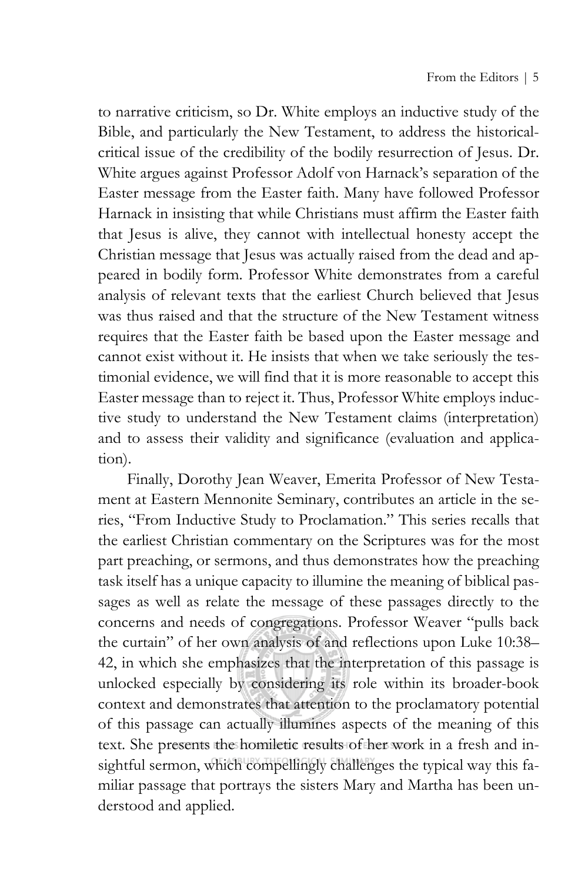to narrative criticism, so Dr. White employs an inductive study of the Bible, and particularly the New Testament, to address the historical-critical issue of the credibility of the bodily resurrection of Jesus. Dr. White argues against Professor Adolf von Harnack's separation of the Easter message from the Easter faith. Many have followed Professor Harnack in insisting that while Christians must affirm the Easter faith that Jesus is alive, they cannot with intellectual honesty accept the Christian message that Jesus was actually raised from the dead and appeared in bodily form. Professor White demonstrates from a careful analysis of relevant texts that the earliest Church believed that Jesus was thus raised and that the structure of the New Testament witness requires that the Easter faith be based upon the Easter message and cannot exist without it. He insists that when we take seriously the testimonial evidence, we will find that it is more reasonable to accept this Easter message than to reject it. Thus, Professor White employs inductive study to understand the New Testament claims (interpretation) and to assess their validity and significance (evaluation and application).

Finally, Dorothy Jean Weaver, Emerita Professor of New Testament at Eastern Mennonite Seminary, contributes an article in the series, "From Inductive Study to Proclamation." This series recalls that the earliest Christian commentary on the Scriptures was for the most part preaching, or sermons, and thus demonstrates how the preaching task itself has a unique capacity to illumine the meaning of biblical passages as well as relate the message of these passages directly to the concerns and needs of congregations. Professor Weaver "pulls back the curtain" of her own analysis of and reflections upon Luke 10:38–42, in which she emphasizes that the interpretation of this passage is unlocked especially by considering its role within its broader-book context and demonstrates that attention to the proclamatory potential of this passage can actually illumines aspects of the meaning of this text. She presents the homiletic results of her work in a fresh and insightful sermon, which compellingly challenges the typical way this familiar passage that portrays the sisters Mary and Martha has been understood and applied.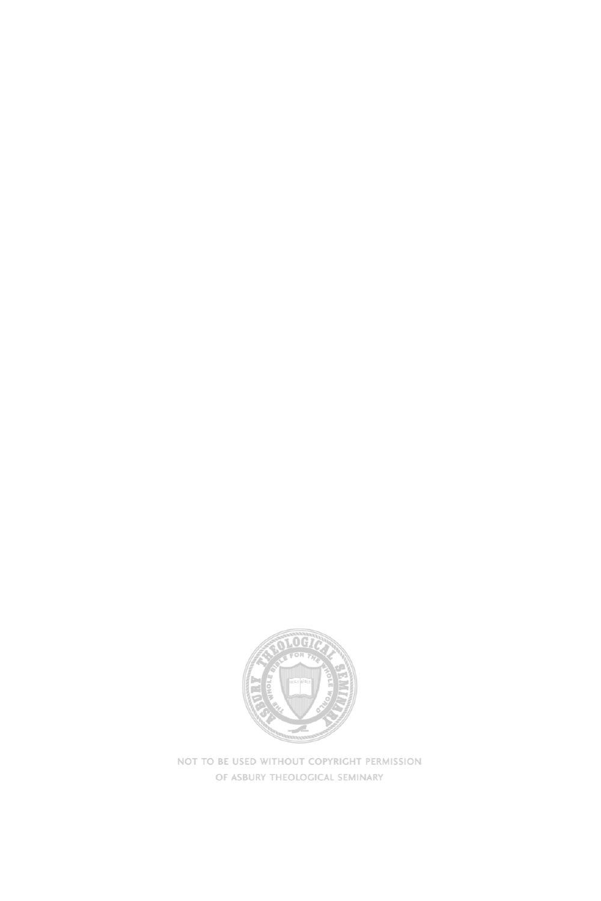NOT TO BE USED WITHOUT COPYRIGHT PERMISSION
OF ASBURY THEOLOGICAL SEMINARY